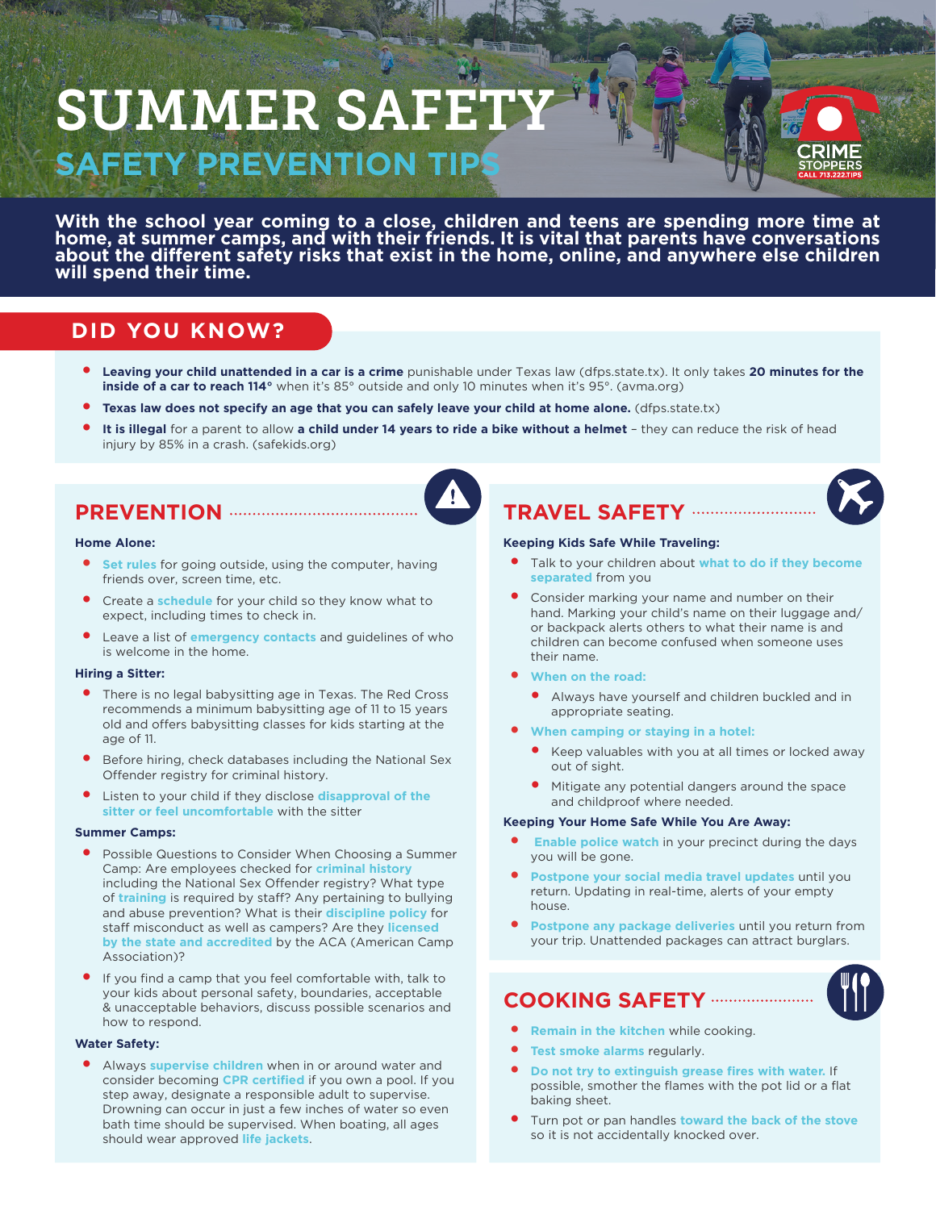# SUMMER SAFETY

## SAFETY PREVENTION TIPS

CRIME STOPPERS
CALL 713.222.TIPS

**With the school year coming to a close, children and teens are spending more time at home, at summer camps, and with their friends. It is vital that parents have conversations about the different safety risks that exist in the home, online, and anywhere else children will spend their time.**

## DID YOU KNOW?

- **Leaving your child unattended in a car is a crime** punishable under Texas law (dfps.state.tx). It only takes **20 minutes for the inside of a car to reach 114°** when it's 85° outside and only 10 minutes when it's 95°. (avma.org)
- **Texas law does not specify an age that you can safely leave your child at home alone.** (dfps.state.tx)
- **It is illegal** for a parent to allow **a child under 14 years to ride a bike without a helmet** – they can reduce the risk of head injury by 85% in a crash. (safekids.org)

## PREVENTION

**Home Alone:**

- **Set rules** for going outside, using the computer, having friends over, screen time, etc.
- Create a **schedule** for your child so they know what to expect, including times to check in.
- Leave a list of **emergency contacts** and guidelines of who is welcome in the home.

**Hiring a Sitter:**

- There is no legal babysitting age in Texas. The Red Cross recommends a minimum babysitting age of 11 to 15 years old and offers babysitting classes for kids starting at the age of 11.
- Before hiring, check databases including the National Sex Offender registry for criminal history.
- Listen to your child if they disclose **disapproval of the sitter or feel uncomfortable** with the sitter

**Summer Camps:**

- Possible Questions to Consider When Choosing a Summer Camp: Are employees checked for **criminal history** including the National Sex Offender registry? What type of **training** is required by staff? Any pertaining to bullying and abuse prevention? What is their **discipline policy** for staff misconduct as well as campers? Are they **licensed by the state and accredited** by the ACA (American Camp Association)?
- If you find a camp that you feel comfortable with, talk to your kids about personal safety, boundaries, acceptable & unacceptable behaviors, discuss possible scenarios and how to respond.

**Water Safety:**

- Always **supervise children** when in or around water and consider becoming **CPR certified** if you own a pool. If you step away, designate a responsible adult to supervise. Drowning can occur in just a few inches of water so even bath time should be supervised. When boating, all ages should wear approved **life jackets**.

## TRAVEL SAFETY

**Keeping Kids Safe While Traveling:**

- Talk to your children about **what to do if they become separated** from you
- Consider marking your name and number on their hand. Marking your child's name on their luggage and/or backpack alerts others to what their name is and children can become confused when someone uses their name.
- **When on the road:**
  - Always have yourself and children buckled and in appropriate seating.
- **When camping or staying in a hotel:**
  - Keep valuables with you at all times or locked away out of sight.
  - Mitigate any potential dangers around the space and childproof where needed.

**Keeping Your Home Safe While You Are Away:**

- **Enable police watch** in your precinct during the days you will be gone.
- **Postpone your social media travel updates** until you return. Updating in real-time, alerts of your empty house.
- **Postpone any package deliveries** until you return from your trip. Unattended packages can attract burglars.

## COOKING SAFETY

- **Remain in the kitchen** while cooking.
- **Test smoke alarms** regularly.
- **Do not try to extinguish grease fires with water.** If possible, smother the flames with the pot lid or a flat baking sheet.
- Turn pot or pan handles **toward the back of the stove** so it is not accidentally knocked over.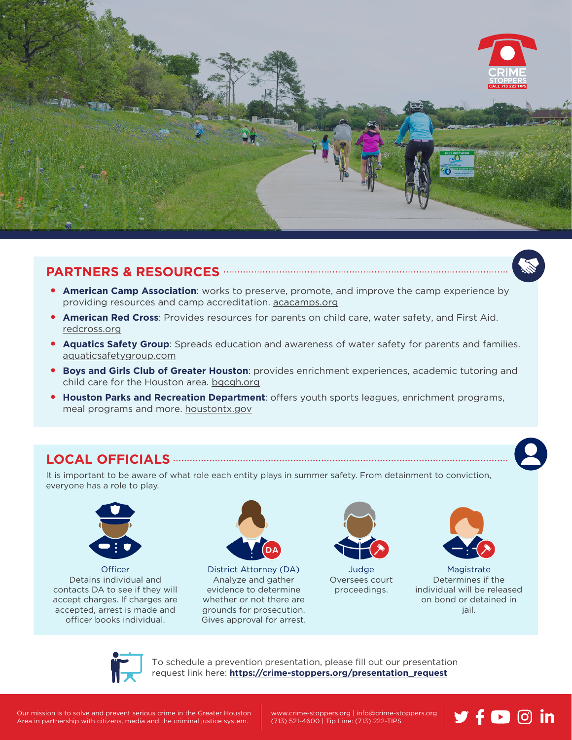## PARTNERS & RESOURCES

- **American Camp Association**: works to preserve, promote, and improve the camp experience by providing resources and camp accreditation. acacamps.org
- **American Red Cross**: Provides resources for parents on child care, water safety, and First Aid. redcross.org
- **Aquatics Safety Group**: Spreads education and awareness of water safety for parents and families. aquaticsafetygroup.com
- **Boys and Girls Club of Greater Houston**: provides enrichment experiences, academic tutoring and child care for the Houston area. bgcgh.org
- **Houston Parks and Recreation Department**: offers youth sports leagues, enrichment programs, meal programs and more. houstontx.gov

## LOCAL OFFICIALS

It is important to be aware of what role each entity plays in summer safety. From detainment to conviction, everyone has a role to play.

**Officer**
Detains individual and contacts DA to see if they will accept charges. If charges are accepted, arrest is made and officer books individual.

**District Attorney (DA)**
Analyze and gather evidence to determine whether or not there are grounds for prosecution. Gives approval for arrest.

**Judge**
Oversees court proceedings.

**Magistrate**
Determines if the individual will be released on bond or detained in jail.

To schedule a prevention presentation, please fill out our presentation request link here: **https://crime-stoppers.org/presentation_request**

Our mission is to solve and prevent serious crime in the Greater Houston Area in partnership with citizens, media and the criminal justice system.

www.crime-stoppers.org | info@crime-stoppers.org
(713) 521-4600 | Tip Line: (713) 222-TIPS